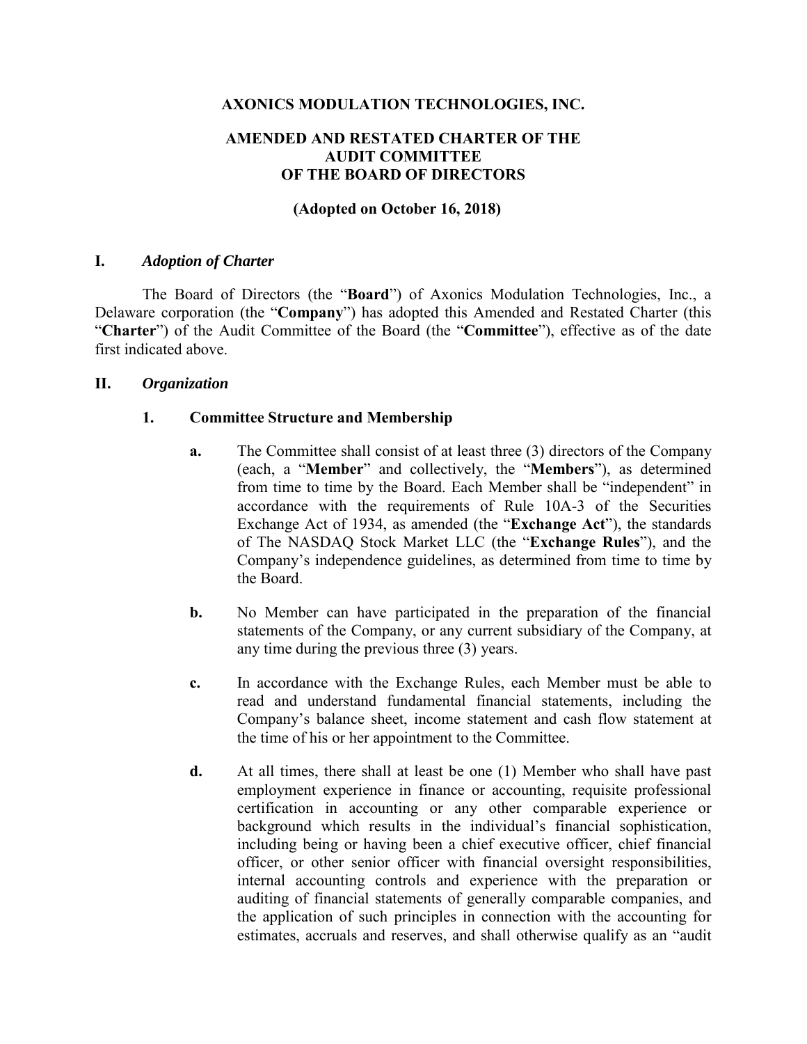# AXONICS MODULATION TECHNOLOGIES, INC.

## AMENDED AND RESTATED CHARTER OF THE AUDIT COMMITTEE OF THE BOARD OF DIRECTORS

**(Adopted on October 16, 2018)**

### I. *Adoption of Charter*

The Board of Directors (the "**Board**") of Axonics Modulation Technologies, Inc., a Delaware corporation (the "**Company**") has adopted this Amended and Restated Charter (this "**Charter**") of the Audit Committee of the Board (the "**Committee**"), effective as of the date first indicated above.

### II. *Organization*

#### 1. Committee Structure and Membership

**a.** The Committee shall consist of at least three (3) directors of the Company (each, a "**Member**" and collectively, the "**Members**"), as determined from time to time by the Board. Each Member shall be "independent" in accordance with the requirements of Rule 10A-3 of the Securities Exchange Act of 1934, as amended (the "**Exchange Act**"), the standards of The NASDAQ Stock Market LLC (the "**Exchange Rules**"), and the Company's independence guidelines, as determined from time to time by the Board.

**b.** No Member can have participated in the preparation of the financial statements of the Company, or any current subsidiary of the Company, at any time during the previous three (3) years.

**c.** In accordance with the Exchange Rules, each Member must be able to read and understand fundamental financial statements, including the Company's balance sheet, income statement and cash flow statement at the time of his or her appointment to the Committee.

**d.** At all times, there shall at least be one (1) Member who shall have past employment experience in finance or accounting, requisite professional certification in accounting or any other comparable experience or background which results in the individual's financial sophistication, including being or having been a chief executive officer, chief financial officer, or other senior officer with financial oversight responsibilities, internal accounting controls and experience with the preparation or auditing of financial statements of generally comparable companies, and the application of such principles in connection with the accounting for estimates, accruals and reserves, and shall otherwise qualify as an "audit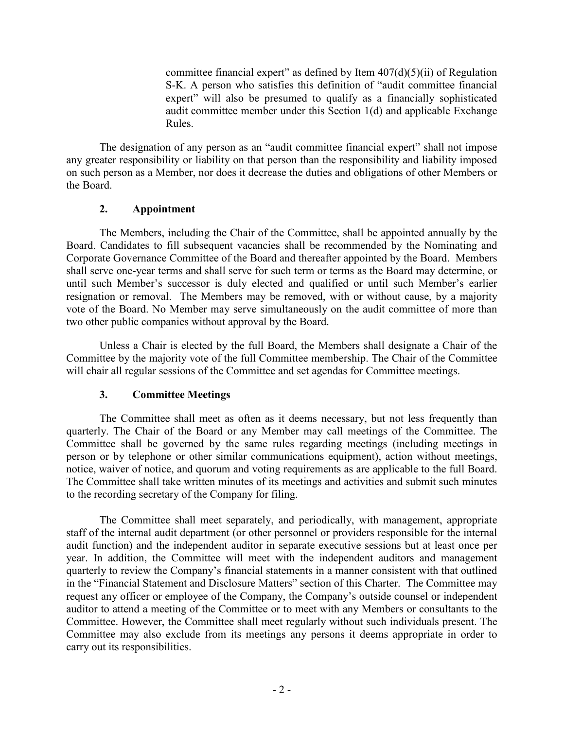committee financial expert" as defined by Item 407(d)(5)(ii) of Regulation S-K. A person who satisfies this definition of "audit committee financial expert" will also be presumed to qualify as a financially sophisticated audit committee member under this Section 1(d) and applicable Exchange Rules.

The designation of any person as an "audit committee financial expert" shall not impose any greater responsibility or liability on that person than the responsibility and liability imposed on such person as a Member, nor does it decrease the duties and obligations of other Members or the Board.

## 2. Appointment

The Members, including the Chair of the Committee, shall be appointed annually by the Board. Candidates to fill subsequent vacancies shall be recommended by the Nominating and Corporate Governance Committee of the Board and thereafter appointed by the Board. Members shall serve one-year terms and shall serve for such term or terms as the Board may determine, or until such Member's successor is duly elected and qualified or until such Member's earlier resignation or removal. The Members may be removed, with or without cause, by a majority vote of the Board. No Member may serve simultaneously on the audit committee of more than two other public companies without approval by the Board.

Unless a Chair is elected by the full Board, the Members shall designate a Chair of the Committee by the majority vote of the full Committee membership. The Chair of the Committee will chair all regular sessions of the Committee and set agendas for Committee meetings.

## 3. Committee Meetings

The Committee shall meet as often as it deems necessary, but not less frequently than quarterly. The Chair of the Board or any Member may call meetings of the Committee. The Committee shall be governed by the same rules regarding meetings (including meetings in person or by telephone or other similar communications equipment), action without meetings, notice, waiver of notice, and quorum and voting requirements as are applicable to the full Board. The Committee shall take written minutes of its meetings and activities and submit such minutes to the recording secretary of the Company for filing.

The Committee shall meet separately, and periodically, with management, appropriate staff of the internal audit department (or other personnel or providers responsible for the internal audit function) and the independent auditor in separate executive sessions but at least once per year. In addition, the Committee will meet with the independent auditors and management quarterly to review the Company's financial statements in a manner consistent with that outlined in the "Financial Statement and Disclosure Matters" section of this Charter. The Committee may request any officer or employee of the Company, the Company's outside counsel or independent auditor to attend a meeting of the Committee or to meet with any Members or consultants to the Committee. However, the Committee shall meet regularly without such individuals present. The Committee may also exclude from its meetings any persons it deems appropriate in order to carry out its responsibilities.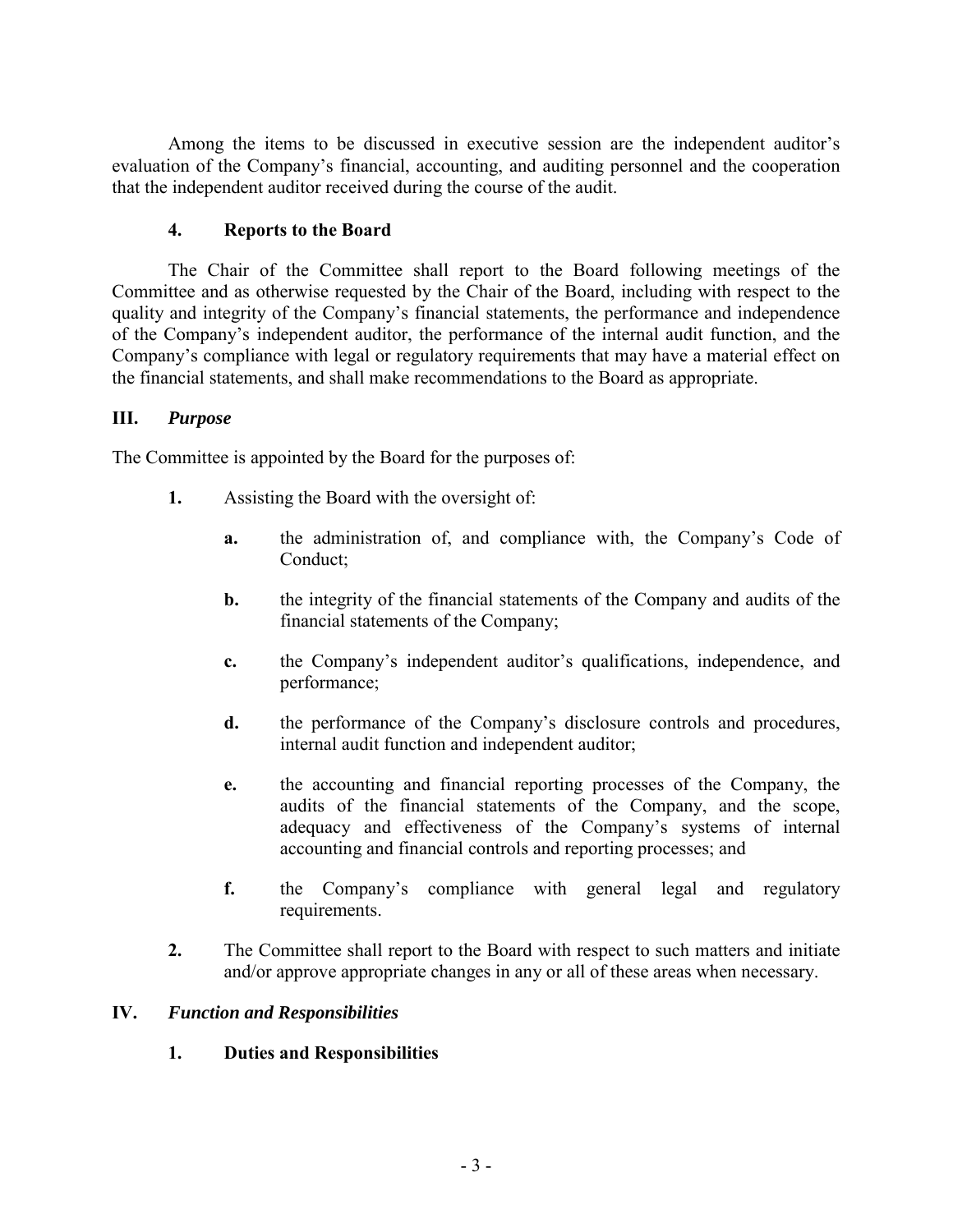Among the items to be discussed in executive session are the independent auditor's evaluation of the Company's financial, accounting, and auditing personnel and the cooperation that the independent auditor received during the course of the audit.

### 4. Reports to the Board

The Chair of the Committee shall report to the Board following meetings of the Committee and as otherwise requested by the Chair of the Board, including with respect to the quality and integrity of the Company's financial statements, the performance and independence of the Company's independent auditor, the performance of the internal audit function, and the Company's compliance with legal or regulatory requirements that may have a material effect on the financial statements, and shall make recommendations to the Board as appropriate.

## III. *Purpose*

The Committee is appointed by the Board for the purposes of:

**1.** Assisting the Board with the oversight of:

- **a.** the administration of, and compliance with, the Company's Code of Conduct;
- **b.** the integrity of the financial statements of the Company and audits of the financial statements of the Company;
- **c.** the Company's independent auditor's qualifications, independence, and performance;
- **d.** the performance of the Company's disclosure controls and procedures, internal audit function and independent auditor;
- **e.** the accounting and financial reporting processes of the Company, the audits of the financial statements of the Company, and the scope, adequacy and effectiveness of the Company's systems of internal accounting and financial controls and reporting processes; and
- **f.** the Company's compliance with general legal and regulatory requirements.

**2.** The Committee shall report to the Board with respect to such matters and initiate and/or approve appropriate changes in any or all of these areas when necessary.

## IV. *Function and Responsibilities*

### 1. Duties and Responsibilities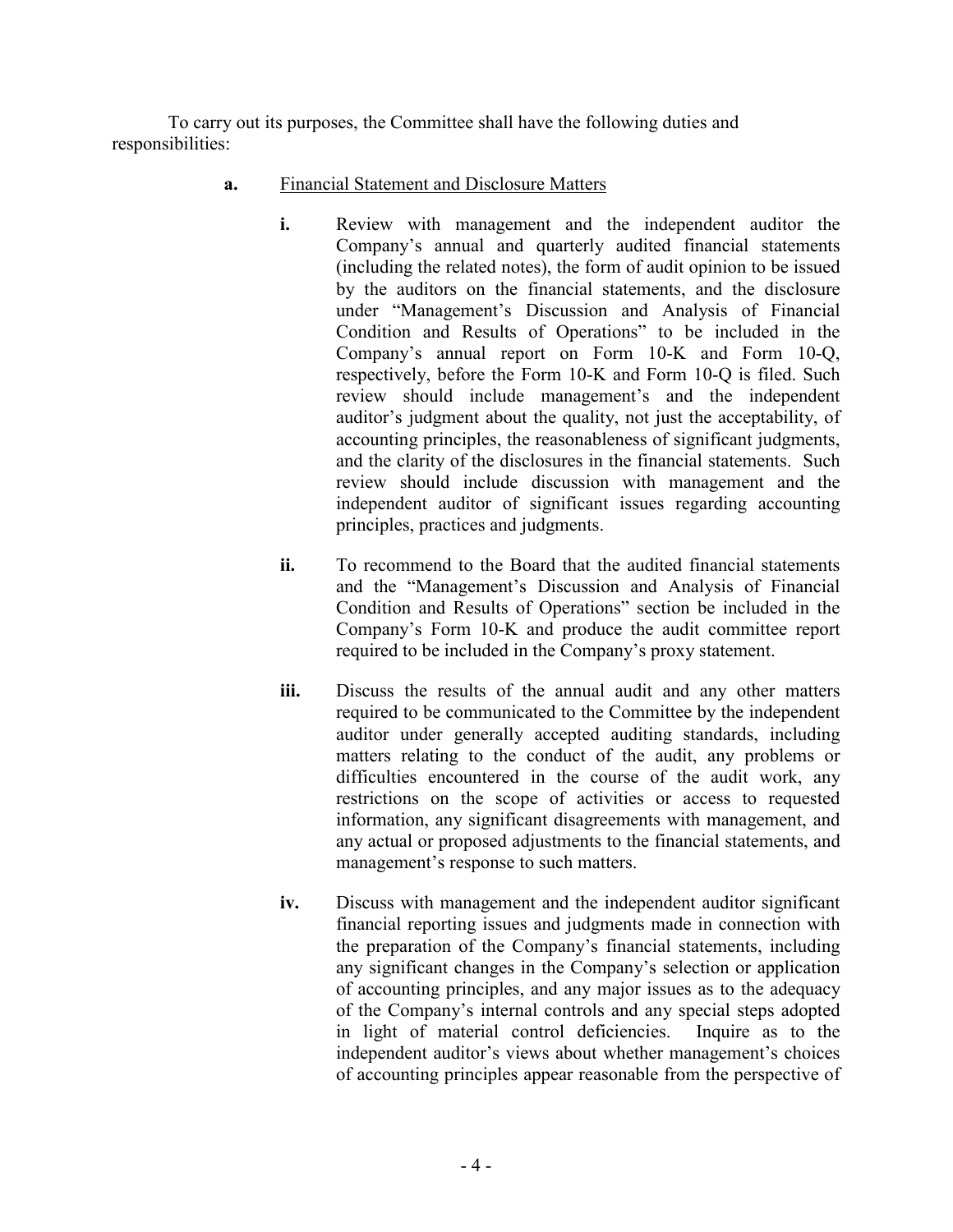To carry out its purposes, the Committee shall have the following duties and responsibilities:

**a.** Financial Statement and Disclosure Matters

**i.** Review with management and the independent auditor the Company's annual and quarterly audited financial statements (including the related notes), the form of audit opinion to be issued by the auditors on the financial statements, and the disclosure under "Management's Discussion and Analysis of Financial Condition and Results of Operations" to be included in the Company's annual report on Form 10-K and Form 10-Q, respectively, before the Form 10-K and Form 10-Q is filed. Such review should include management's and the independent auditor's judgment about the quality, not just the acceptability, of accounting principles, the reasonableness of significant judgments, and the clarity of the disclosures in the financial statements. Such review should include discussion with management and the independent auditor of significant issues regarding accounting principles, practices and judgments.

**ii.** To recommend to the Board that the audited financial statements and the "Management's Discussion and Analysis of Financial Condition and Results of Operations" section be included in the Company's Form 10-K and produce the audit committee report required to be included in the Company's proxy statement.

**iii.** Discuss the results of the annual audit and any other matters required to be communicated to the Committee by the independent auditor under generally accepted auditing standards, including matters relating to the conduct of the audit, any problems or difficulties encountered in the course of the audit work, any restrictions on the scope of activities or access to requested information, any significant disagreements with management, and any actual or proposed adjustments to the financial statements, and management's response to such matters.

**iv.** Discuss with management and the independent auditor significant financial reporting issues and judgments made in connection with the preparation of the Company's financial statements, including any significant changes in the Company's selection or application of accounting principles, and any major issues as to the adequacy of the Company's internal controls and any special steps adopted in light of material control deficiencies. Inquire as to the independent auditor's views about whether management's choices of accounting principles appear reasonable from the perspective of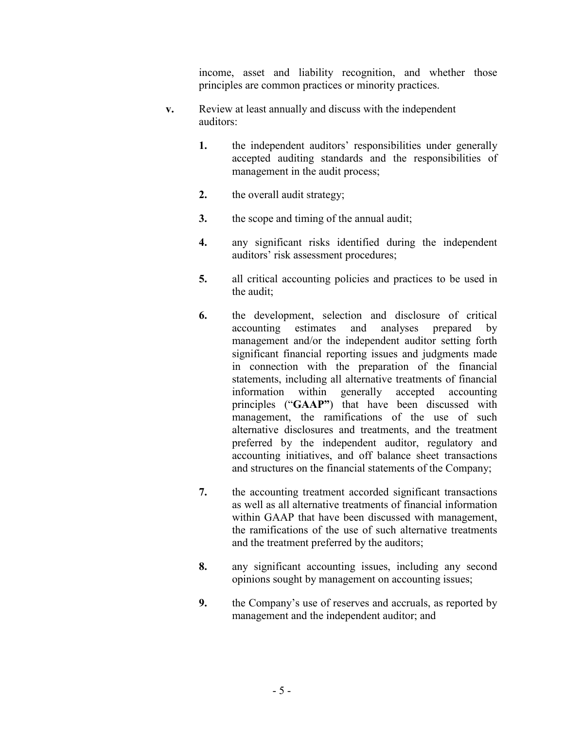income, asset and liability recognition, and whether those principles are common practices or minority practices.

**v.** Review at least annually and discuss with the independent auditors:

**1.** the independent auditors' responsibilities under generally accepted auditing standards and the responsibilities of management in the audit process;

**2.** the overall audit strategy;

**3.** the scope and timing of the annual audit;

**4.** any significant risks identified during the independent auditors' risk assessment procedures;

**5.** all critical accounting policies and practices to be used in the audit;

**6.** the development, selection and disclosure of critical accounting estimates and analyses prepared by management and/or the independent auditor setting forth significant financial reporting issues and judgments made in connection with the preparation of the financial statements, including all alternative treatments of financial information within generally accepted accounting principles ("**GAAP"**) that have been discussed with management, the ramifications of the use of such alternative disclosures and treatments, and the treatment preferred by the independent auditor, regulatory and accounting initiatives, and off balance sheet transactions and structures on the financial statements of the Company;

**7.** the accounting treatment accorded significant transactions as well as all alternative treatments of financial information within GAAP that have been discussed with management, the ramifications of the use of such alternative treatments and the treatment preferred by the auditors;

**8.** any significant accounting issues, including any second opinions sought by management on accounting issues;

**9.** the Company's use of reserves and accruals, as reported by management and the independent auditor; and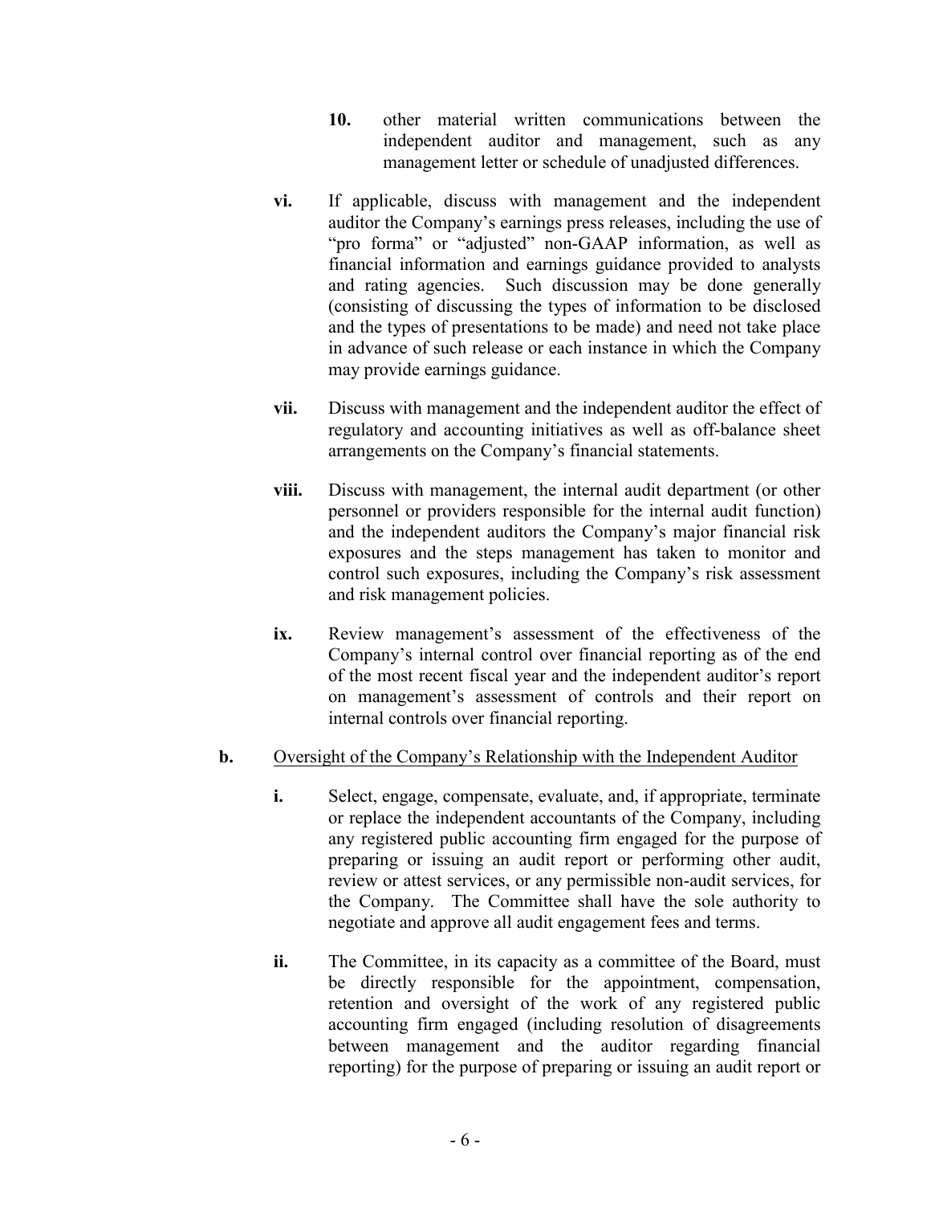10. other material written communications between the independent auditor and management, such as any management letter or schedule of unadjusted differences.

**vi.** If applicable, discuss with management and the independent auditor the Company's earnings press releases, including the use of "pro forma" or "adjusted" non-GAAP information, as well as financial information and earnings guidance provided to analysts and rating agencies. Such discussion may be done generally (consisting of discussing the types of information to be disclosed and the types of presentations to be made) and need not take place in advance of such release or each instance in which the Company may provide earnings guidance.

**vii.** Discuss with management and the independent auditor the effect of regulatory and accounting initiatives as well as off-balance sheet arrangements on the Company's financial statements.

**viii.** Discuss with management, the internal audit department (or other personnel or providers responsible for the internal audit function) and the independent auditors the Company's major financial risk exposures and the steps management has taken to monitor and control such exposures, including the Company's risk assessment and risk management policies.

**ix.** Review management's assessment of the effectiveness of the Company's internal control over financial reporting as of the end of the most recent fiscal year and the independent auditor's report on management's assessment of controls and their report on internal controls over financial reporting.

**b.** Oversight of the Company's Relationship with the Independent Auditor

**i.** Select, engage, compensate, evaluate, and, if appropriate, terminate or replace the independent accountants of the Company, including any registered public accounting firm engaged for the purpose of preparing or issuing an audit report or performing other audit, review or attest services, or any permissible non-audit services, for the Company. The Committee shall have the sole authority to negotiate and approve all audit engagement fees and terms.

**ii.** The Committee, in its capacity as a committee of the Board, must be directly responsible for the appointment, compensation, retention and oversight of the work of any registered public accounting firm engaged (including resolution of disagreements between management and the auditor regarding financial reporting) for the purpose of preparing or issuing an audit report or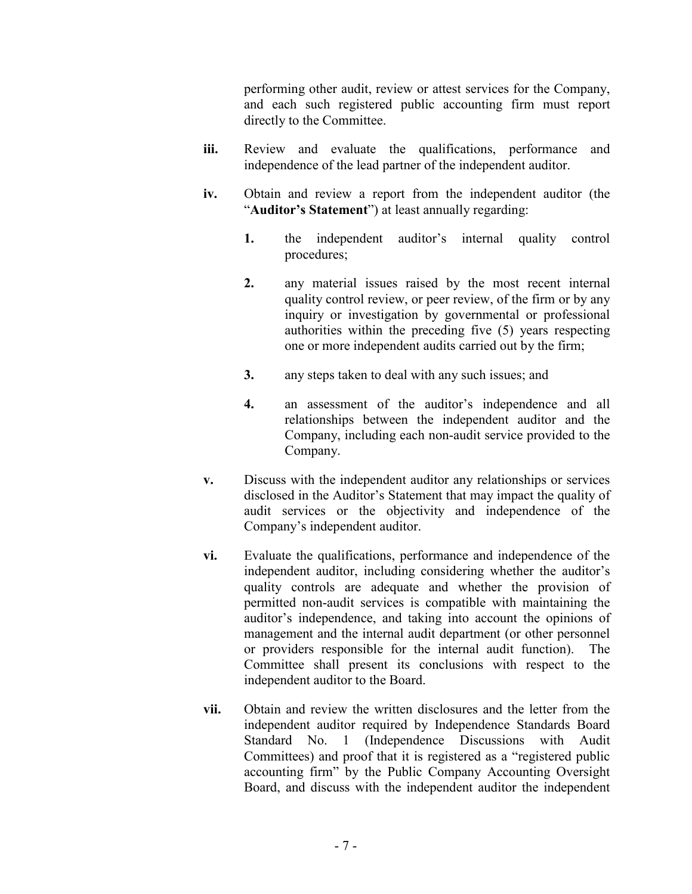performing other audit, review or attest services for the Company, and each such registered public accounting firm must report directly to the Committee.

**iii.** Review and evaluate the qualifications, performance and independence of the lead partner of the independent auditor.

**iv.** Obtain and review a report from the independent auditor (the "**Auditor's Statement**") at least annually regarding:

> **1.** the independent auditor's internal quality control procedures;
>
> **2.** any material issues raised by the most recent internal quality control review, or peer review, of the firm or by any inquiry or investigation by governmental or professional authorities within the preceding five (5) years respecting one or more independent audits carried out by the firm;
>
> **3.** any steps taken to deal with any such issues; and
>
> **4.** an assessment of the auditor's independence and all relationships between the independent auditor and the Company, including each non-audit service provided to the Company.

**v.** Discuss with the independent auditor any relationships or services disclosed in the Auditor's Statement that may impact the quality of audit services or the objectivity and independence of the Company's independent auditor.

**vi.** Evaluate the qualifications, performance and independence of the independent auditor, including considering whether the auditor's quality controls are adequate and whether the provision of permitted non-audit services is compatible with maintaining the auditor's independence, and taking into account the opinions of management and the internal audit department (or other personnel or providers responsible for the internal audit function). The Committee shall present its conclusions with respect to the independent auditor to the Board.

**vii.** Obtain and review the written disclosures and the letter from the independent auditor required by Independence Standards Board Standard No. 1 (Independence Discussions with Audit Committees) and proof that it is registered as a "registered public accounting firm" by the Public Company Accounting Oversight Board, and discuss with the independent auditor the independent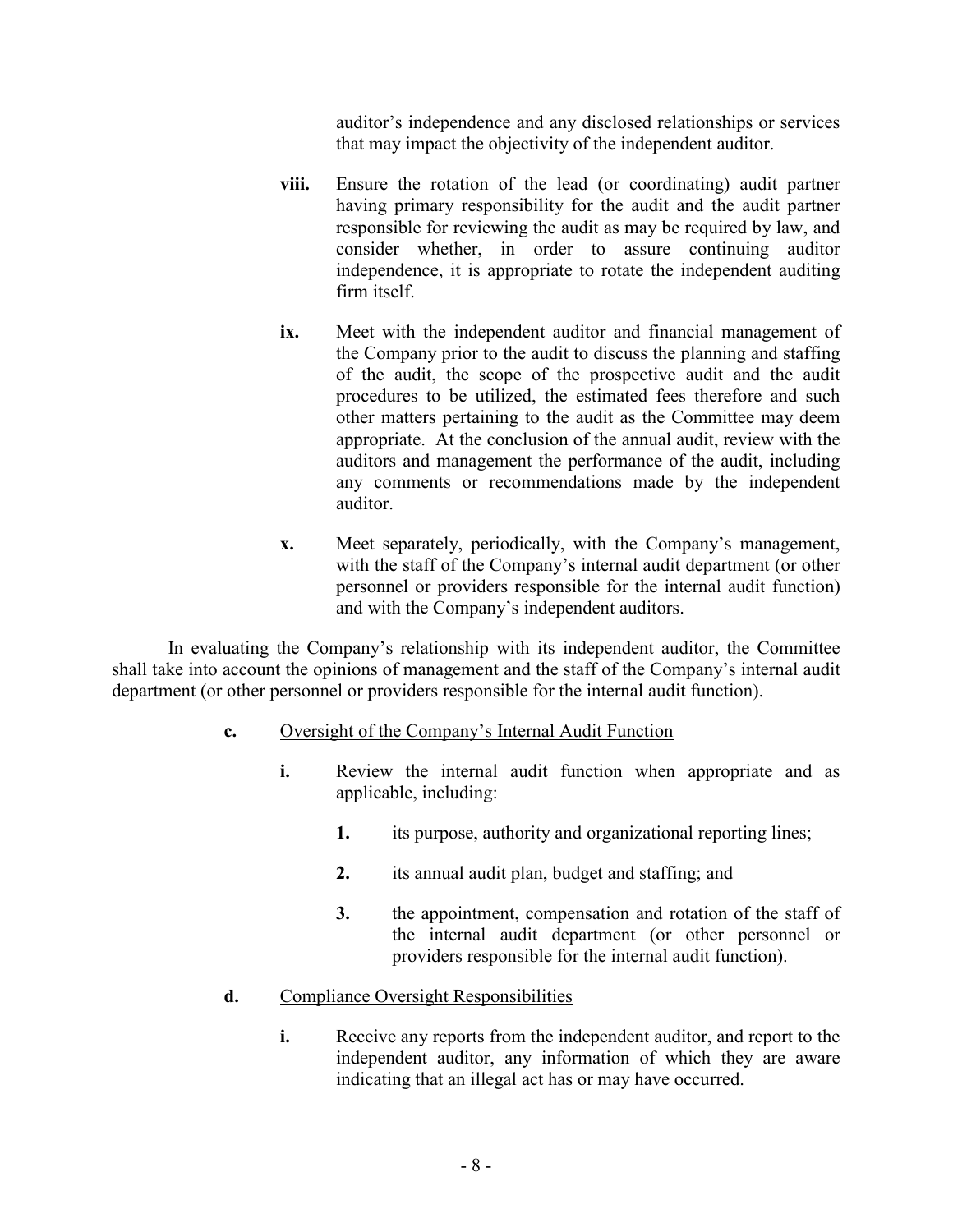auditor's independence and any disclosed relationships or services that may impact the objectivity of the independent auditor.

**viii.** Ensure the rotation of the lead (or coordinating) audit partner having primary responsibility for the audit and the audit partner responsible for reviewing the audit as may be required by law, and consider whether, in order to assure continuing auditor independence, it is appropriate to rotate the independent auditing firm itself.

**ix.** Meet with the independent auditor and financial management of the Company prior to the audit to discuss the planning and staffing of the audit, the scope of the prospective audit and the audit procedures to be utilized, the estimated fees therefore and such other matters pertaining to the audit as the Committee may deem appropriate. At the conclusion of the annual audit, review with the auditors and management the performance of the audit, including any comments or recommendations made by the independent auditor.

**x.** Meet separately, periodically, with the Company's management, with the staff of the Company's internal audit department (or other personnel or providers responsible for the internal audit function) and with the Company's independent auditors.

In evaluating the Company's relationship with its independent auditor, the Committee shall take into account the opinions of management and the staff of the Company's internal audit department (or other personnel or providers responsible for the internal audit function).

**c.** Oversight of the Company's Internal Audit Function

**i.** Review the internal audit function when appropriate and as applicable, including:

**1.** its purpose, authority and organizational reporting lines;

**2.** its annual audit plan, budget and staffing; and

**3.** the appointment, compensation and rotation of the staff of the internal audit department (or other personnel or providers responsible for the internal audit function).

**d.** Compliance Oversight Responsibilities

**i.** Receive any reports from the independent auditor, and report to the independent auditor, any information of which they are aware indicating that an illegal act has or may have occurred.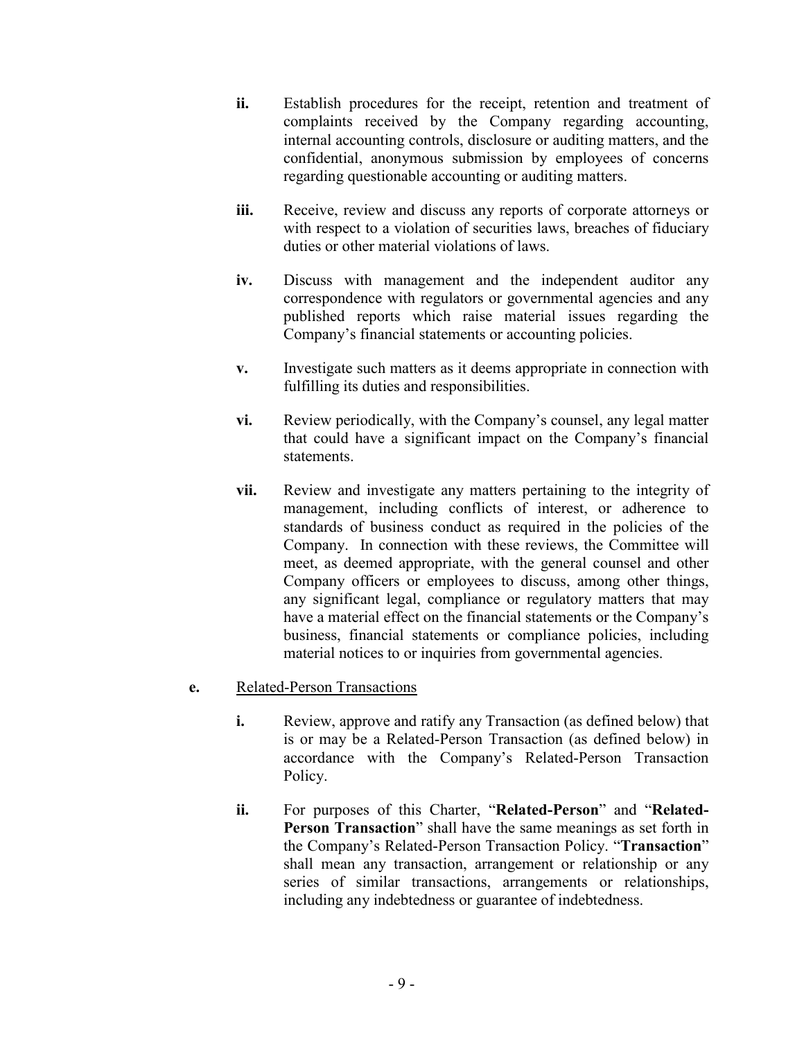**ii.** Establish procedures for the receipt, retention and treatment of complaints received by the Company regarding accounting, internal accounting controls, disclosure or auditing matters, and the confidential, anonymous submission by employees of concerns regarding questionable accounting or auditing matters.

**iii.** Receive, review and discuss any reports of corporate attorneys or with respect to a violation of securities laws, breaches of fiduciary duties or other material violations of laws.

**iv.** Discuss with management and the independent auditor any correspondence with regulators or governmental agencies and any published reports which raise material issues regarding the Company's financial statements or accounting policies.

**v.** Investigate such matters as it deems appropriate in connection with fulfilling its duties and responsibilities.

**vi.** Review periodically, with the Company's counsel, any legal matter that could have a significant impact on the Company's financial statements.

**vii.** Review and investigate any matters pertaining to the integrity of management, including conflicts of interest, or adherence to standards of business conduct as required in the policies of the Company. In connection with these reviews, the Committee will meet, as deemed appropriate, with the general counsel and other Company officers or employees to discuss, among other things, any significant legal, compliance or regulatory matters that may have a material effect on the financial statements or the Company's business, financial statements or compliance policies, including material notices to or inquiries from governmental agencies.

**e.** <u>Related-Person Transactions</u>

**i.** Review, approve and ratify any Transaction (as defined below) that is or may be a Related-Person Transaction (as defined below) in accordance with the Company's Related-Person Transaction Policy.

**ii.** For purposes of this Charter, "**Related-Person**" and "**Related-Person Transaction**" shall have the same meanings as set forth in the Company's Related-Person Transaction Policy. "**Transaction**" shall mean any transaction, arrangement or relationship or any series of similar transactions, arrangements or relationships, including any indebtedness or guarantee of indebtedness.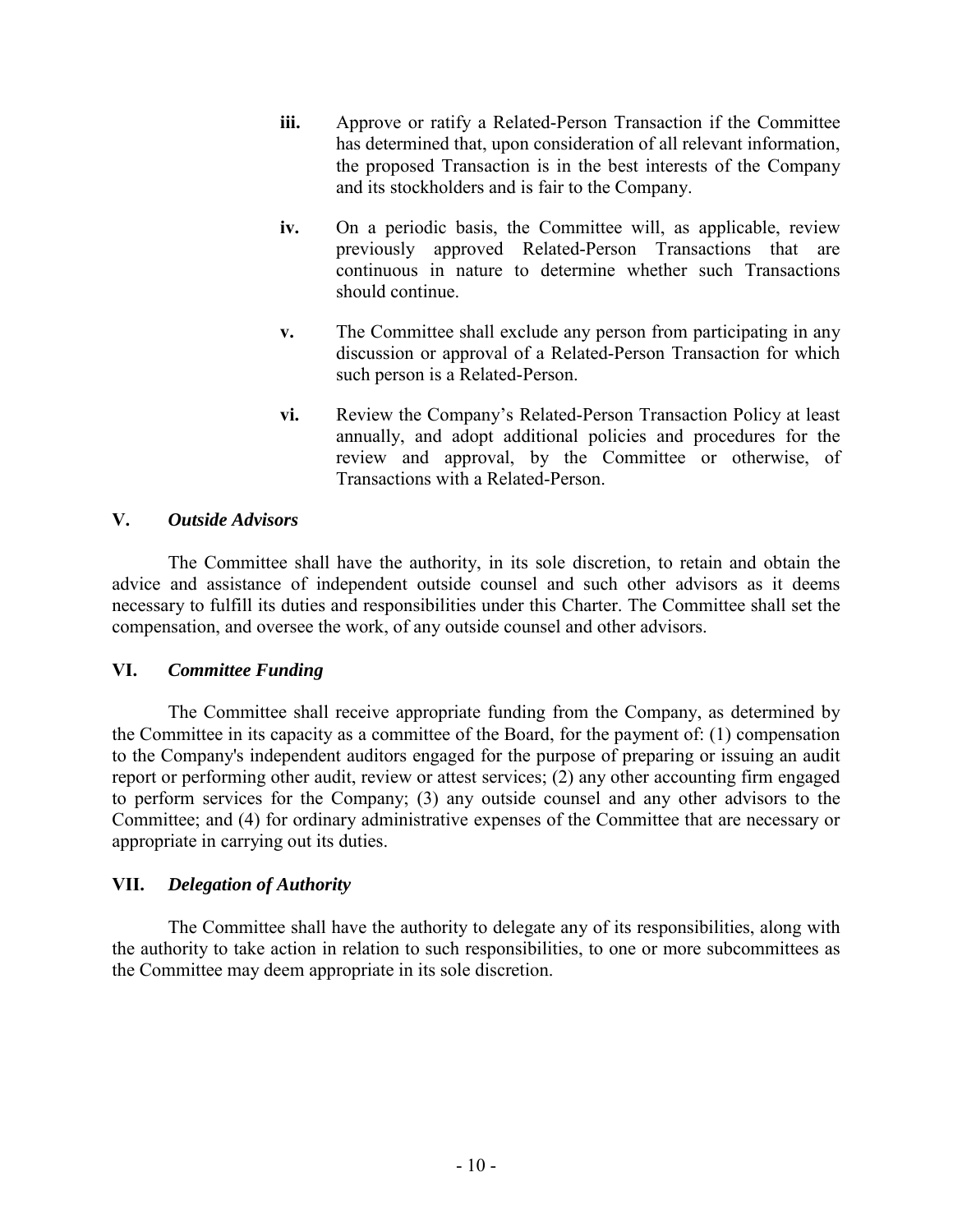**iii.** Approve or ratify a Related-Person Transaction if the Committee has determined that, upon consideration of all relevant information, the proposed Transaction is in the best interests of the Company and its stockholders and is fair to the Company.

**iv.** On a periodic basis, the Committee will, as applicable, review previously approved Related-Person Transactions that are continuous in nature to determine whether such Transactions should continue.

**v.** The Committee shall exclude any person from participating in any discussion or approval of a Related-Person Transaction for which such person is a Related-Person.

**vi.** Review the Company's Related-Person Transaction Policy at least annually, and adopt additional policies and procedures for the review and approval, by the Committee or otherwise, of Transactions with a Related-Person.

## V. *Outside Advisors*

The Committee shall have the authority, in its sole discretion, to retain and obtain the advice and assistance of independent outside counsel and such other advisors as it deems necessary to fulfill its duties and responsibilities under this Charter. The Committee shall set the compensation, and oversee the work, of any outside counsel and other advisors.

## VI. *Committee Funding*

The Committee shall receive appropriate funding from the Company, as determined by the Committee in its capacity as a committee of the Board, for the payment of: (1) compensation to the Company's independent auditors engaged for the purpose of preparing or issuing an audit report or performing other audit, review or attest services; (2) any other accounting firm engaged to perform services for the Company; (3) any outside counsel and any other advisors to the Committee; and (4) for ordinary administrative expenses of the Committee that are necessary or appropriate in carrying out its duties.

## VII. *Delegation of Authority*

The Committee shall have the authority to delegate any of its responsibilities, along with the authority to take action in relation to such responsibilities, to one or more subcommittees as the Committee may deem appropriate in its sole discretion.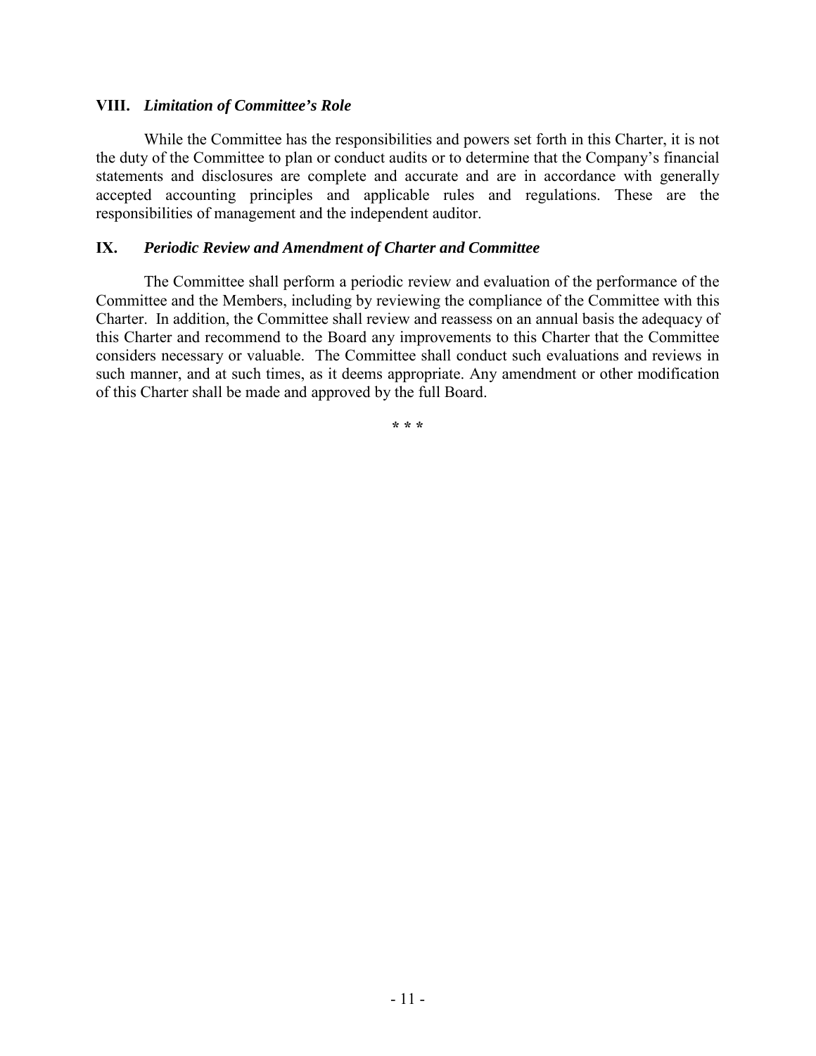## VIII. *Limitation of Committee's Role*

While the Committee has the responsibilities and powers set forth in this Charter, it is not the duty of the Committee to plan or conduct audits or to determine that the Company's financial statements and disclosures are complete and accurate and are in accordance with generally accepted accounting principles and applicable rules and regulations. These are the responsibilities of management and the independent auditor.

## IX. *Periodic Review and Amendment of Charter and Committee*

The Committee shall perform a periodic review and evaluation of the performance of the Committee and the Members, including by reviewing the compliance of the Committee with this Charter. In addition, the Committee shall review and reassess on an annual basis the adequacy of this Charter and recommend to the Board any improvements to this Charter that the Committee considers necessary or valuable. The Committee shall conduct such evaluations and reviews in such manner, and at such times, as it deems appropriate. Any amendment or other modification of this Charter shall be made and approved by the full Board.

\* \* \*